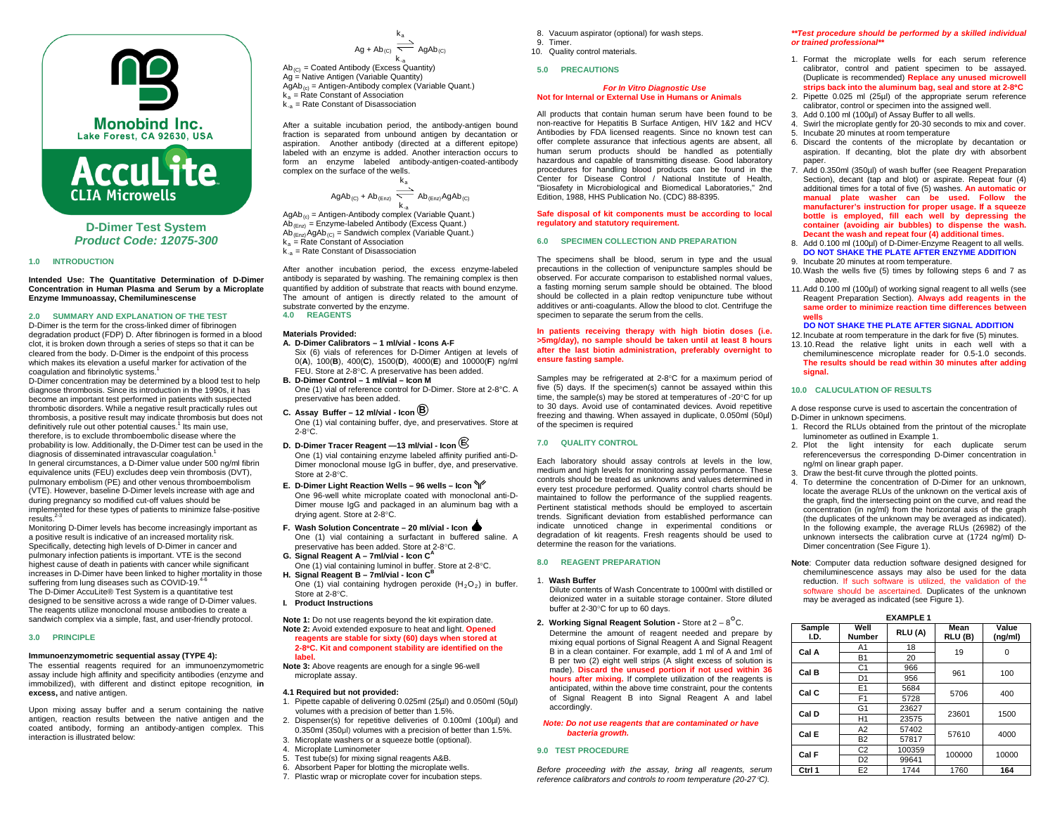Monobind Inc.
Lake Forest, CA 92630, USA

AccuLite
CLIA Microwells

# D-Dimer Test System
## *Product Code: 12075-300*

### 1.0 INTRODUCTION

**Intended Use: The Quantitative Determination of D-Dimer Concentration in Human Plasma and Serum by a Microplate Enzyme Immunoassay, Chemiluminescense**

### 2.0 SUMMARY AND EXPLANATION OF THE TEST

D-Dimer is the term for the cross-linked dimer of fibrinogen degradation product (FDP) D. After fibrinogen is formed in a blood clot, it is broken down through a series of steps so that it can be cleared from the body. D-Dimer is the endpoint of this process which makes its elevation a useful marker for activation of the coagulation and fibrinolytic systems.[1]

D-Dimer concentration may be determined by a blood test to help diagnose thrombosis. Since its introduction in the 1990s, it has become an important test performed in patients with suspected thrombotic disorders. While a negative result practically rules out thrombosis, a positive result may indicate thrombosis but does not definitively rule out other potential causes.[1] Its main use, therefore, is to exclude thromboembolic disease where the probability is low. Additionally, the D-Dimer test can be used in the diagnosis of disseminated intravascular coagulation.[1]

In general circumstances, a D-Dimer value under 500 ng/ml fibrin equivalence units (FEU) excludes deep vein thrombosis (DVT), pulmonary embolism (PE) and other venous thromboembolism (VTE). However, baseline D-Dimer levels increase with age and during pregnancy so modified cut-off values should be implemented for these types of patients to minimize false-positive results.[2-3]

Monitoring D-Dimer levels has become increasingly important as a positive result is indicative of an increased mortality risk. Specifically, detecting high levels of D-Dimer in cancer and pulmonary infection patients is important. VTE is the second highest cause of death in patients with cancer while significant increases in D-Dimer have been linked to higher mortality in those suffering from lung diseases such as COVID-19.[4-6]

The D-Dimer AccuLite® Test System is a quantitative test designed to be sensitive across a wide range of D-Dimer values. The reagents utilize monoclonal mouse antibodies to create a sandwich complex via a simple, fast, and user-friendly protocol.

### 3.0 PRINCIPLE

**Immunoenzymometric sequential assay (TYPE 4):**

The essential reagents required for an immunoenzymometric assay include high affinity and specificity antibodies (enzyme and immobilized), with different and distinct epitope recognition, **in excess,** and native antigen.

Upon mixing assay buffer and a serum containing the native antigen, reaction results between the native antigen and the coated antibody, forming an antibody-antigen complex. This interaction is illustrated below:

$$Ag + Ab_{(C)} \underset{k_{-a}}{\overset{k_a}{\rightleftharpoons}} AgAb_{(C)}$$

$Ab_{(C)}$ = Coated Antibody (Excess Quantity)
Ag = Native Antigen (Variable Quantity)
$AgAb_{(c)}$ = Antigen-Antibody complex (Variable Quant.)
$k_a$ = Rate Constant of Association
$k_{-a}$ = Rate Constant of Disassociation

After a suitable incubation period, the antibody-antigen bound fraction is separated from unbound antigen by decantation or aspiration. Another antibody (directed at a different epitope) labeled with an enzyme is added. Another interaction occurs to form an enzyme labeled antibody-antigen-coated-antibody complex on the surface of the wells.

$$AgAb_{(C)} + Ab_{(Enz)} \underset{k_{-a}}{\overset{k_a}{\rightleftharpoons}} Ab_{(Enz)}AgAb_{(C)}$$

$AgAb_{(c)}$ = Antigen-Antibody complex (Variable Quant.)
$Ab_{(Enz)}$ = Enzyme-labeled Antibody (Excess Quant.)
$Ab_{(Enz)}AgAb_{(C)}$ = Sandwich complex (Variable Quant.)
$k_a$ = Rate Constant of Association
$k_{-a}$ = Rate Constant of Disassociation

After another incubation period, the excess enzyme-labeled antibody is separated by washing. The remaining complex is then quantified by addition of substrate that reacts with bound enzyme. The amount of antigen is directly related to the amount of substrate converted by the enzyme.

### 4.0 REAGENTS

**Materials Provided:**

**A. D-Dimer Calibrators – 1 ml/vial - Icons A-F**
Six (6) vials of references for D-Dimer Antigen at levels of 0(**A**), 100(**B**), 400(**C**), 1500(**D**), 4000(**E**) and 10000(**F**) ng/ml FEU. Store at 2-8°C. A preservative has been added.

**B. D-Dimer Control – 1 ml/vial - Icon M**
One (1) vial of reference control for D-Dimer. Store at 2-8°C. A preservative has been added.

**C. Assay Buffer – 12 ml/vial - Icon Ⓑ**
One (1) vial containing buffer, dye, and preservatives. Store at 2-8°C.

**D. D-Dimer Tracer Reagent —13 ml/vial - Icon Ⓔ**
One (1) vial containing enzyme labeled affinity purified anti-D-Dimer monoclonal mouse IgG in buffer, dye, and preservative. Store at 2-8°C.

**E. D-Dimer Light Reaction Wells – 96 wells – Icon**
One 96-well white microplate coated with monoclonal anti-D-Dimer mouse IgG and packaged in an aluminum bag with a drying agent. Store at 2-8°C.

**F. Wash Solution Concentrate – 20 ml/vial - Icon**
One (1) vial containing a surfactant in buffered saline. A preservative has been added. Store at 2-8°C.

**G. Signal Reagent A – 7ml/vial - Icon $C^A$**
One (1) vial containing luminol in buffer. Store at 2-8°C.

**H. Signal Reagent B – 7ml/vial - Icon $C^B$**
One (1) vial containing hydrogen peroxide ($H_2O_2$) in buffer. Store at 2-8°C.

**I. Product Instructions**

**Note 1:** Do not use reagents beyond the kit expiration date.
**Note 2:** Avoid extended exposure to heat and light. **Opened reagents are stable for sixty (60) days when stored at 2-8ºC. Kit and component stability are identified on the label.**
**Note 3:** Above reagents are enough for a single 96-well microplate assay.

#### 4.1 Required but not provided:

1. Pipette capable of delivering 0.025ml (25µl) and 0.050ml (50µl) volumes with a precision of better than 1.5%.
2. Dispenser(s) for repetitive deliveries of 0.100ml (100µl) and 0.350ml (350µl) volumes with a precision of better than 1.5%.
3. Microplate washers or a squeeze bottle (optional).
4. Microplate Luminometer
5. Test tube(s) for mixing signal reagents A&B.
6. Absorbent Paper for blotting the microplate wells.
7. Plastic wrap or microplate cover for incubation steps.
8. Vacuum aspirator (optional) for wash steps.
9. Timer.
10. Quality control materials.

### 5.0 PRECAUTIONS

***For In Vitro Diagnostic Use***
**Not for Internal or External Use in Humans or Animals**

All products that contain human serum have been found to be non-reactive for Hepatitis B Surface Antigen, HIV 1&2 and HCV Antibodies by FDA licensed reagents. Since no known test can offer complete assurance that infectious agents are absent, all human serum products should be handled as potentially hazardous and capable of transmitting disease. Good laboratory procedures for handling blood products can be found in the Center for Disease Control / National Institute of Health, "Biosafety in Microbiological and Biomedical Laboratories," 2nd Edition, 1988, HHS Publication No. (CDC) 88-8395.

**Safe disposal of kit components must be according to local regulatory and statutory requirement.**

### 6.0 SPECIMEN COLLECTION AND PREPARATION

The specimens shall be blood, serum in type and the usual precautions in the collection of venipuncture samples should be observed. For accurate comparison to established normal values, a fasting morning serum sample should be obtained. The blood should be collected in a plain redtop venipuncture tube without additives or anti-coagulants. Allow the blood to clot. Centrifuge the specimen to separate the serum from the cells.

**In patients receiving therapy with high biotin doses (i.e. >5mg/day), no sample should be taken until at least 8 hours after the last biotin administration, preferably overnight to ensure fasting sample.**

Samples may be refrigerated at 2-8°C for a maximum period of five (5) days. If the specimen(s) cannot be assayed within this time, the sample(s) may be stored at temperatures of -20°C for up to 30 days. Avoid use of contaminated devices. Avoid repetitive freezing and thawing. When assayed in duplicate, 0.050ml (50µl) of the specimen is required

### 7.0 QUALITY CONTROL

Each laboratory should assay controls at levels in the low, medium and high levels for monitoring assay performance. These controls should be treated as unknowns and values determined in every test procedure performed. Quality control charts should be maintained to follow the performance of the supplied reagents. Pertinent statistical methods should be employed to ascertain trends. Significant deviation from established performance can indicate unnoticed change in experimental conditions or degradation of kit reagents. Fresh reagents should be used to determine the reason for the variations.

### 8.0 REAGENT PREPARATION

1. **Wash Buffer**
Dilute contents of Wash Concentrate to 1000ml with distilled or deionized water in a suitable storage container. Store diluted buffer at 2-30°C for up to 60 days.

2. **Working Signal Reagent Solution -** Store at 2 – 8°C.
Determine the amount of reagent needed and prepare by mixing equal portions of Signal Reagent A and Signal Reagent B in a clean container. For example, add 1 ml of A and 1ml of B per two (2) eight well strips (A slight excess of solution is made). **Discard the unused portion if not used within 36 hours after mixing.** If complete utilization of the reagents is anticipated, within the above time restraint, pour the contents of Signal Reagent B into Signal Reagent A and label accordingly.

***Note: Do not use reagents that are contaminated or have bacteria growth.***

### 9.0 TEST PROCEDURE

*Before proceeding with the assay, bring all reagents, serum reference calibrators and controls to room temperature (20-27°C).*

***\*\*Test procedure should be performed by a skilled individual or trained professional\*\****

1. Format the microplate wells for each serum reference calibrator, control and patient specimen to be assayed. (Duplicate is recommended) **Replace any unused microwell strips back into the aluminum bag, seal and store at 2-8ºC**
2. Pipette 0.025 ml (25µl) of the appropriate serum reference calibrator, control or specimen into the assigned well.
3. Add 0.100 ml (100µl) of Assay Buffer to all wells.
4. Swirl the microplate gently for 20-30 seconds to mix and cover.
5. Incubate 20 minutes at room temperature
6. Discard the contents of the microplate by decantation or aspiration. If decanting, blot the plate dry with absorbent paper.
7. Add 0.350ml (350µl) of wash buffer (see Reagent Preparation Section), decant (tap and blot) or aspirate. Repeat four (4) additional times for a total of five (5) washes. **An automatic or manual plate washer can be used. Follow the manufacturer's instruction for proper usage. If a squeeze bottle is employed, fill each well by depressing the container (avoiding air bubbles) to dispense the wash. Decant the wash and repeat four (4) additional times.**
8. Add 0.100 ml (100µl) of D-Dimer-Enzyme Reagent to all wells. **DO NOT SHAKE THE PLATE AFTER ENZYME ADDITION**
9. Incubate 20 minutes at room temperature.
10. Wash the wells five (5) times by following steps 6 and 7 as above.
11. Add 0.100 ml (100µl) of working signal reagent to all wells (see Reagent Preparation Section). **Always add reagents in the same order to minimize reaction time differences between wells**
**DO NOT SHAKE THE PLATE AFTER SIGNAL ADDITION**
12. Incubate at room temperature in the dark for five (5) minutes.
13. 10.Read the relative light units in each well with a chemiluminescence microplate reader for 0.5-1.0 seconds. **The results should be read within 30 minutes after adding signal.**

### 10.0 CALUCULATION OF RESULTS

A dose response curve is used to ascertain the concentration of D-Dimer in unknown specimens.

1. Record the RLUs obtained from the printout of the microplate luminometer as outlined in Example 1.
2. Plot the light intensity for each duplicate serum referenceversus the corresponding D-Dimer concentration in ng/ml on linear graph paper.
3. Draw the best-fit curve through the plotted points.
4. To determine the concentration of D-Dimer for an unknown, locate the average RLUs of the unknown on the vertical axis of the graph, find the intersecting point on the curve, and read the concentration (in ng/ml) from the horizontal axis of the graph (the duplicates of the unknown may be averaged as indicated). In the following example, the average RLUs (26982) of the unknown intersects the calibration curve at (1724 ng/ml) D-Dimer concentration (See Figure 1).

**Note**: Computer data reduction software designed designed for chemiluminescence assays may also be used for the data reduction. If such software is utilized, the validation of the software should be ascertained. Duplicates of the unknown may be averaged as indicated (see Figure 1).

**EXAMPLE 1**

| Sample I.D. | Well Number | RLU (A) | Mean RLU (B) | Value (ng/ml) |
|---|---|---|---|---|
| Cal A | A1 | 18 | 19 | 0 |
| | B1 | 20 | | |
| Cal B | C1 | 966 | 961 | 100 |
| | D1 | 956 | | |
| Cal C | E1 | 5684 | 5706 | 400 |
| | F1 | 5728 | | |
| Cal D | G1 | 23627 | 23601 | 1500 |
| | H1 | 23575 | | |
| Cal E | A2 | 57402 | 57610 | 4000 |
| | B2 | 57817 | | |
| Cal F | C2 | 100359 | 100000 | 10000 |
| | D2 | 99641 | | |
| Ctrl 1 | E2 | 1744 | 1760 | **164** |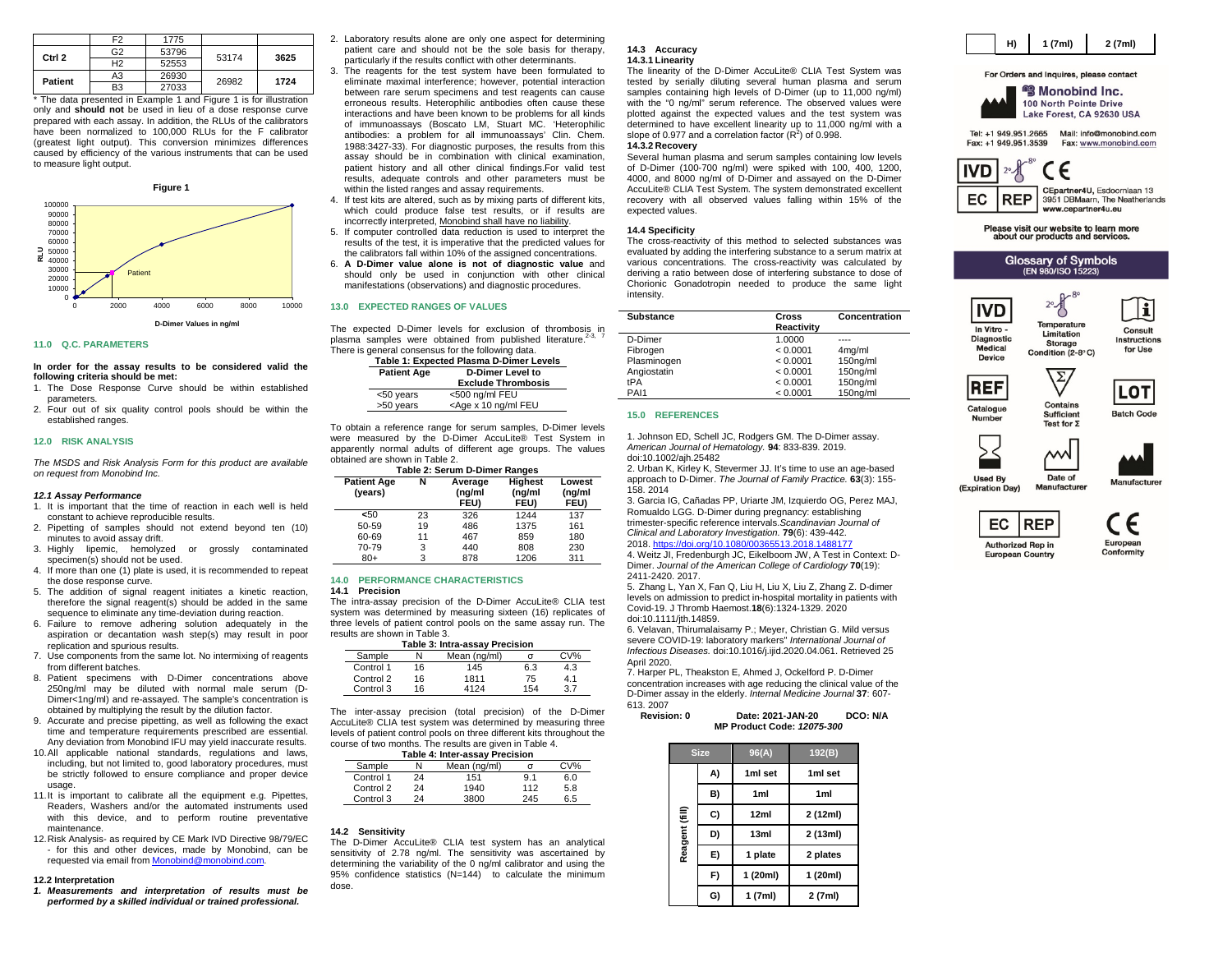| | | | | |
|---|---|---|---|---|
| | F2 | 1775 | | |
| Ctrl 2 | G2 | 53796 | 53174 | 3625 |
| | H2 | 52553 | | |
| Patient | A3 | 26930 | 26982 | 1724 |
| | B3 | 27033 | | |

* The data presented in Example 1 and Figure 1 is for illustration only and **should not** be used in lieu of a dose response curve prepared with each assay. In addition, the RLUs of the calibrators have been normalized to 100,000 RLUs for the F calibrator (greatest light output). This conversion minimizes differences caused by efficiency of the various instruments that can be used to measure light output.

**Figure 1**

100000
90000
80000
70000
60000
50000
40000
30000
20000
10000
0
RLU
Patient
0 2000 4000 6000 8000 10000
D-Dimer Values in ng/ml

## 11.0 Q.C. PARAMETERS

**In order for the assay results to be considered valid the following criteria should be met:**

1. The Dose Response Curve should be within established parameters.
2. Four out of six quality control pools should be within the established ranges.

## 12.0 RISK ANALYSIS

*The MSDS and Risk Analysis Form for this product are available on request from Monobind Inc.*

### *12.1 Assay Performance*

1. It is important that the time of reaction in each well is held constant to achieve reproducible results.
2. Pipetting of samples should not extend beyond ten (10) minutes to avoid assay drift.
3. Highly lipemic, hemolyzed or grossly contaminated specimen(s) should not be used.
4. If more than one (1) plate is used, it is recommended to repeat the dose response curve.
5. The addition of signal reagent initiates a kinetic reaction, therefore the signal reagent(s) should be added in the same sequence to eliminate any time-deviation during reaction.
6. Failure to remove adhering solution adequately in the aspiration or decantation wash step(s) may result in poor replication and spurious results.
7. Use components from the same lot. No intermixing of reagents from different batches.
8. Patient specimens with D-Dimer concentrations above 250ng/ml may be diluted with normal male serum (D-Dimer<1ng/ml) and re-assayed. The sample's concentration is obtained by multiplying the result by the dilution factor.
9. Accurate and precise pipetting, as well as following the exact time and temperature requirements prescribed are essential. Any deviation from Monobind IFU may yield inaccurate results.
10. All applicable national standards, regulations and laws, including, but not limited to, good laboratory procedures, must be strictly followed to ensure compliance and proper device usage.
11. It is important to calibrate all the equipment e.g. Pipettes, Readers, Washers and/or the automated instruments used with this device, and to perform routine preventative maintenance.
12. Risk Analysis- as required by CE Mark IVD Directive 98/79/EC - for this and other devices, made by Monobind, can be requested via email from Monobind@monobind.com.

### 12.2 Interpretation

1. ***Measurements and interpretation of results must be performed by a skilled individual or trained professional.***
2. Laboratory results alone are only one aspect for determining patient care and should not be the sole basis for therapy, particularly if the results conflict with other determinants.
3. The reagents for the test system have been formulated to eliminate maximal interference; however, potential interaction between rare serum specimens and test reagents can cause erroneous results. Heterophilic antibodies often cause these interactions and have been known to be problems for all kinds of immunoassays (Boscato LM, Stuart MC. 'Heterophilic antibodies: a problem for all immunoassays' Clin. Chem. 1988:3427-33). For diagnostic purposes, the results from this assay should be in combination with clinical examination, patient history and all other clinical findings.For valid test results, adequate controls and other parameters must be within the listed ranges and assay requirements.
4. If test kits are altered, such as by mixing parts of different kits, which could produce false test results, or if results are incorrectly interpreted, Monobind shall have no liability.
5. If computer controlled data reduction is used to interpret the results of the test, it is imperative that the predicted values for the calibrators fall within 10% of the assigned concentrations.
6. **A D-Dimer value alone is not of diagnostic value** and should only be used in conjunction with other clinical manifestations (observations) and diagnostic procedures.

## 13.0 EXPECTED RANGES OF VALUES

The expected D-Dimer levels for exclusion of thrombosis in plasma samples were obtained from published literature.[2-3, 7] There is general consensus for the following data.

**Table 1: Expected Plasma D-Dimer Levels**

| Patient Age | D-Dimer Level to Exclude Thrombosis |
|---|---|
| <50 years | <500 ng/ml FEU |
| >50 years | <Age x 10 ng/ml FEU |

To obtain a reference range for serum samples, D-Dimer levels were measured by the D-Dimer AccuLite® Test System in apparently normal adults of different age groups. The values obtained are shown in Table 2.

**Table 2: Serum D-Dimer Ranges**

| Patient Age (years) | N | Average (ng/ml FEU) | Highest (ng/ml FEU) | Lowest (ng/ml FEU) |
|---|---|---|---|---|
| <50 | 23 | 326 | 1244 | 137 |
| 50-59 | 19 | 486 | 1375 | 161 |
| 60-69 | 11 | 467 | 859 | 180 |
| 70-79 | 3 | 440 | 808 | 230 |
| 80+ | 3 | 878 | 1206 | 311 |

## 14.0 PERFORMANCE CHARACTERISTICS

### 14.1 Precision

The intra-assay precision of the D-Dimer AccuLite® CLIA test system was determined by measuring sixteen (16) replicates of three levels of patient control pools on the same assay run. The results are shown in Table 3.

**Table 3: Intra-assay Precision**

| Sample | N | Mean (ng/ml) | σ | CV% |
|---|---|---|---|---|
| Control 1 | 16 | 145 | 6.3 | 4.3 |
| Control 2 | 16 | 1811 | 75 | 4.1 |
| Control 3 | 16 | 4124 | 154 | 3.7 |

The inter-assay precision (total precision) of the D-Dimer AccuLite® CLIA test system was determined by measuring three levels of patient control pools on three different kits throughout the course of two months. The results are given in Table 4.

**Table 4: Inter-assay Precision**

| Sample | N | Mean (ng/ml) | σ | CV% |
|---|---|---|---|---|
| Control 1 | 24 | 151 | 9.1 | 6.0 |
| Control 2 | 24 | 1940 | 112 | 5.8 |
| Control 3 | 24 | 3800 | 245 | 6.5 |

### 14.2 Sensitivity

The D-Dimer AccuLite® CLIA test system has an analytical sensitivity of 2.78 ng/ml. The sensitivity was ascertained by determining the variability of the 0 ng/ml calibrator and using the 95% confidence statistics (N=144) to calculate the minimum dose.

### 14.3 Accuracy

#### 14.3.1 Linearity

The linearity of the D-Dimer AccuLite® CLIA Test System was tested by serially diluting several human plasma and serum samples containing high levels of D-Dimer (up to 11,000 ng/ml) with the "0 ng/ml" serum reference. The observed values were plotted against the expected values and the test system was determined to have excellent linearity up to 11,000 ng/ml with a slope of 0.977 and a correlation factor ($R^2$) of 0.998.

#### 14.3.2 Recovery

Several human plasma and serum samples containing low levels of D-Dimer (100-700 ng/ml) were spiked with 100, 400, 1200, 4000, and 8000 ng/ml of D-Dimer and assayed on the D-Dimer AccuLite® CLIA Test System. The system demonstrated excellent recovery with all observed values falling within 15% of the expected values.

### 14.4 Specificity

The cross-reactivity of this method to selected substances was evaluated by adding the interfering substance to a serum matrix at various concentrations. The cross-reactivity was calculated by deriving a ratio between dose of interfering substance to dose of Chorionic Gonadotropin needed to produce the same light intensity.

| Substance | Cross Reactivity | Concentration |
|---|---|---|
| D-Dimer | 1.0000 | ---- |
| Fibrogen | < 0.0001 | 4mg/ml |
| Plasminogen | < 0.0001 | 150ng/ml |
| Angiostatin | < 0.0001 | 150ng/ml |
| tPA | < 0.0001 | 150ng/ml |
| PAI1 | < 0.0001 | 150ng/ml |

## 15.0 REFERENCES

1. Johnson ED, Schell JC, Rodgers GM. The D-Dimer assay. *American Journal of Hematology.* **94**: 833-839. 2019. doi:10.1002/ajh.25482
2. Urban K, Kirley K, Stevermer JJ. It's time to use an age-based approach to D-Dimer. *The Journal of Family Practice.* **63**(3): 155-158. 2014
3. Garcia IG, Cañadas PP, Uriarte JM, Izquierdo OG, Perez MAJ, Romualdo LGG. D-Dimer during pregnancy: establishing trimester-specific reference intervals.*Scandinavian Journal of Clinical and Laboratory Investigation.* **79**(6): 439-442. 2018. https://doi.org/10.1080/00365513.2018.1488177
4. Weitz JI, Fredenburgh JC, Eikelboom JW, A Test in Context: D-Dimer. *Journal of the American College of Cardiology* **70**(19): 2411-2420. 2017.
5. Zhang L, Yan X, Fan Q, Liu H, Liu X, Liu Z, Zhang Z. D-dimer levels on admission to predict in-hospital mortality in patients with Covid-19. J Thromb Haemost.**18**(6):1324-1329. 2020 doi:10.1111/jth.14859.
6. Velavan, Thirumalaisamy P.; Meyer, Christian G. Mild versus severe COVID-19: laboratory markers" *International Journal of Infectious Diseases.* doi:10.1016/j.ijid.2020.04.061. Retrieved 25 April 2020.
7. Harper PL, Theakston E, Ahmed J, Ockelford P. D-Dimer concentration increases with age reducing the clinical value of the D-Dimer assay in the elderly. *Internal Medicine Journal* **37**: 607-613. 2007

**Revision: 0** **Date: 2021-JAN-20** **DCO: N/A**
**MP Product Code: *12075-300***

| Size | | 96(A) | 192(B) |
|---|---|---|---|
| Reagent (fill) | A) | 1ml set | 1ml set |
| | B) | 1ml | 1ml |
| | C) | 12ml | 2 (12ml) |
| | D) | 13ml | 2 (13ml) |
| | E) | 1 plate | 2 plates |
| | F) | 1 (20ml) | 1 (20ml) |
| | G) | 1 (7ml) | 2 (7ml) |
| | H) | 1 (7ml) | 2 (7ml) |

For Orders and Inquires, please contact

Monobind Inc.
100 North Pointe Drive
Lake Forest, CA 92630 USA

Tel: +1 949.951.2665 Mail: info@monobind.com
Fax: +1 949.951.3539 Fax: www.monobind.com

IVD 2°-8° CE

EC REP CEpartner4U, Esdoornlaan 13 3951 DBMaarn, The Neatherlands www.cepartner4u.eu

Please visit our website to learn more about our products and services.

**Glossary of Symbols**
(EN 980/ISO 15223)

IVD In Vitro - Diagnostic Medical Device
2°-8° Temperature Limitation Storage Condition (2-8°C)
Consult Instructions for Use
REF Catalogue Number
Σ Contains Sufficient Test for Σ
LOT Batch Code
Used By (Expiration Day)
Date of Manufacturer
Manufacturer
EC REP Authorized Rep in European Country
CE European Conformity